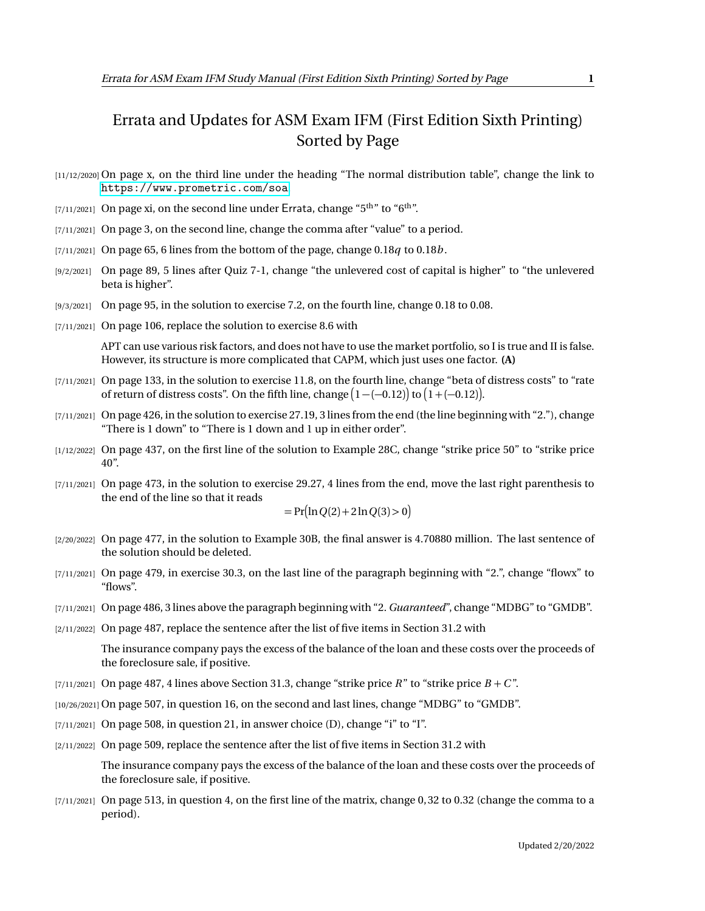# Errata and Updates for ASM Exam IFM (First Edition Sixth Printing) Sorted by Page

[11/12/2020] On page x, on the third line under the heading "The normal distribution table", change the link to https://www.prometric.com/soa

[7/11/2021] On page xi, on the second line under Errata, change "5th" to "6th".

[7/11/2021] On page 3, on the second line, change the comma after "value" to a period.

[7/11/2021] On page 65, 6 lines from the bottom of the page, change $0.18q$ to $0.18b$.

[9/2/2021] On page 89, 5 lines after Quiz 7-1, change "the unlevered cost of capital is higher" to "the unlevered beta is higher".

[9/3/2021] On page 95, in the solution to exercise 7.2, on the fourth line, change 0.18 to 0.08.

[7/11/2021] On page 106, replace the solution to exercise 8.6 with

> APT can use various risk factors, and does not have to use the market portfolio, so I is true and II is false. However, its structure is more complicated that CAPM, which just uses one factor. **(A)**

[7/11/2021] On page 133, in the solution to exercise 11.8, on the fourth line, change "beta of distress costs" to "rate of return of distress costs". On the fifth line, change $\bigl(1-(-0.12)\bigr)$ to $\bigl(1+(-0.12)\bigr)$.

[7/11/2021] On page 426, in the solution to exercise 27.19, 3 lines from the end (the line beginning with "2."), change "There is 1 down" to "There is 1 down and 1 up in either order".

[1/12/2022] On page 437, on the first line of the solution to Example 28C, change "strike price 50" to "strike price 40".

[7/11/2021] On page 473, in the solution to exercise 29.27, 4 lines from the end, move the last right parenthesis to the end of the line so that it reads

$$= \Pr\bigl(\ln Q(2) + 2\ln Q(3) > 0\bigr)$$

[2/20/2022] On page 477, in the solution to Example 30B, the final answer is 4.70880 million. The last sentence of the solution should be deleted.

[7/11/2021] On page 479, in exercise 30.3, on the last line of the paragraph beginning with "2.", change "flowx" to "flows".

[7/11/2021] On page 486, 3 lines above the paragraph beginning with "2. *Guaranteed*", change "MDBG" to "GMDB".

[2/11/2022] On page 487, replace the sentence after the list of five items in Section 31.2 with

> The insurance company pays the excess of the balance of the loan and these costs over the proceeds of the foreclosure sale, if positive.

[7/11/2021] On page 487, 4 lines above Section 31.3, change "strike price $R$" to "strike price $B+C$".

[10/26/2021] On page 507, in question 16, on the second and last lines, change "MDBG" to "GMDB".

[7/11/2021] On page 508, in question 21, in answer choice (D), change "i" to "I".

[2/11/2022] On page 509, replace the sentence after the list of five items in Section 31.2 with

> The insurance company pays the excess of the balance of the loan and these costs over the proceeds of the foreclosure sale, if positive.

[7/11/2021] On page 513, in question 4, on the first line of the matrix, change 0,32 to 0.32 (change the comma to a period).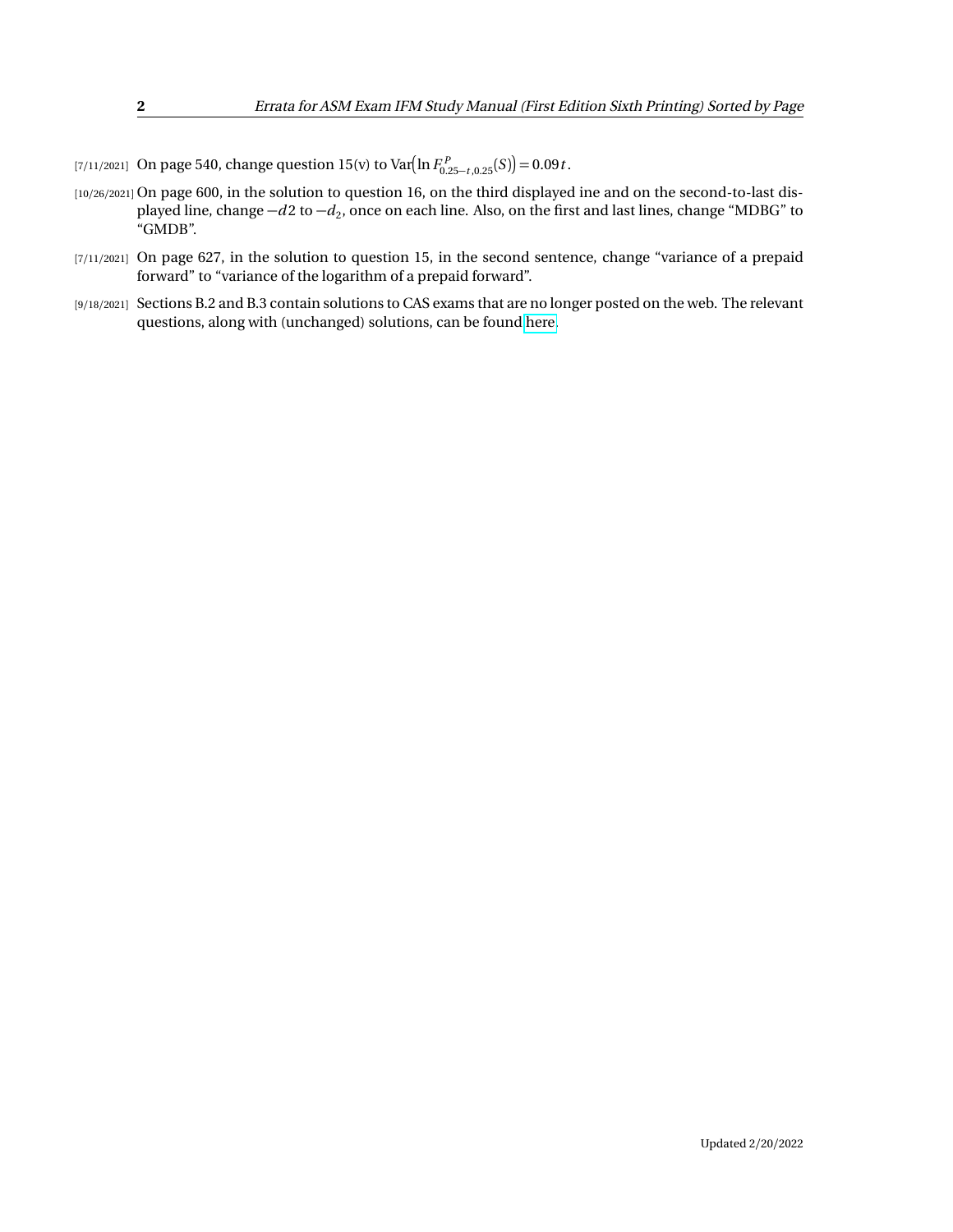[7/11/2021] On page 540, change question 15(v) to $\mathrm{Var}\big(\ln F^{P}_{0.25-t,0.25}(S)\big) = 0.09t$.

[10/26/2021] On page 600, in the solution to question 16, on the third displayed ine and on the second-to-last displayed line, change $-d2$ to $-d_2$, once on each line. Also, on the first and last lines, change "MDBG" to "GMDB".

[7/11/2021] On page 627, in the solution to question 15, in the second sentence, change "variance of a prepaid forward" to "variance of the logarithm of a prepaid forward".

[9/18/2021] Sections B.2 and B.3 contain solutions to CAS exams that are no longer posted on the web. The relevant questions, along with (unchanged) solutions, can be found here.